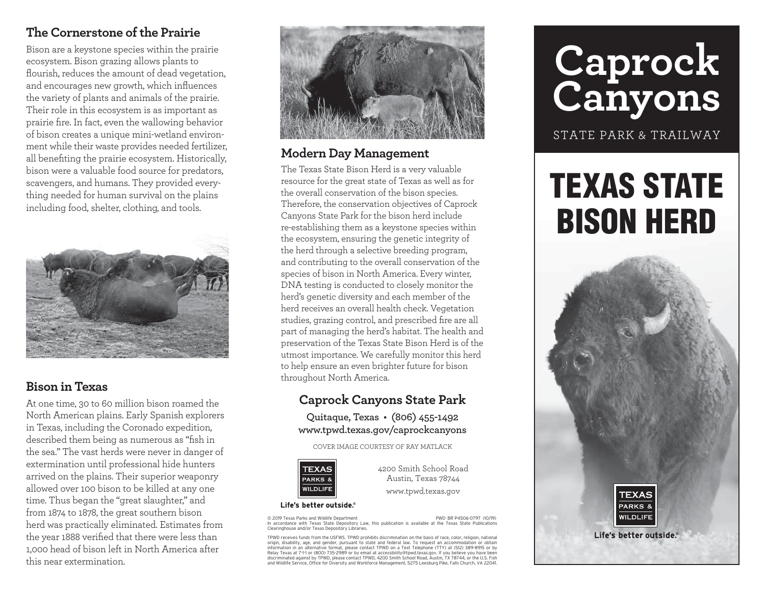## The Cornerstone of the Prairie

Bison are a keystone species within the prairie ecosystem. Bison grazing allows plants to flourish, reduces the amount of dead vegetation, and encourages new growth, which influences the variety of plants and animals of the prairie. Their role in this ecosystem is as important as prairie fire. In fact, even the wallowing behavior of bison creates a unique mini-wetland environment while their waste provides needed fertilizer, all benefiting the prairie ecosystem. Historically, bison were a valuable food source for predators, scavengers, and humans. They provided everything needed for human survival on the plains including food, shelter, clothing, and tools.

## Bison in Texas

At one time, 30 to 60 million bison roamed the North American plains. Early Spanish explorers in Texas, including the Coronado expedition, described them being as numerous as "fish in the sea." The vast herds were never in danger of extermination until professional hide hunters arrived on the plains. Their superior weaponry allowed over 100 bison to be killed at any one time. Thus began the "great slaughter," and from 1874 to 1878, the great southern bison herd was practically eliminated. Estimates from the year 1888 verified that there were less than 1,000 head of bison left in North America after this near extermination.

## Modern Day Management

The Texas State Bison Herd is a very valuable resource for the great state of Texas as well as for the overall conservation of the bison species. Therefore, the conservation objectives of Caprock Canyons State Park for the bison herd include re-establishing them as a keystone species within the ecosystem, ensuring the genetic integrity of the herd through a selective breeding program, and contributing to the overall conservation of the species of bison in North America. Every winter, DNA testing is conducted to closely monitor the herd's genetic diversity and each member of the herd receives an overall health check. Vegetation studies, grazing control, and prescribed fire are all part of managing the herd's habitat. The health and preservation of the Texas State Bison Herd is of the utmost importance. We carefully monitor this herd to help ensure an even brighter future for bison throughout North America.

### Caprock Canyons State Park

**Quitaque, Texas • (806) 455-1492**
**www.tpwd.texas.gov/caprockcanyons**

COVER IMAGE COURTESY OF RAY MATLACK

TEXAS PARKS & WILDLIFE

Life's better outside.®

4200 Smith School Road
Austin, Texas 78744
www.tpwd.texas.gov

© 2019 Texas Parks and Wildlife Department PWD BR P4506-079T (10/19)
In accordance with Texas State Depository Law, this publication is available at the Texas State Publications Clearinghouse and/or Texas Depository Libraries.

TPWD receives funds from the USFWS. TPWD prohibits discrimination on the basis of race, color, religion, national origin, disability, age, and gender, pursuant to state and federal law. To request an accommodation or obtain information in an alternative format, please contact TPWD on a Text Telephone (TTY) at (512) 389-8915 or by Relay Texas at 7-1-1 or (800) 735-2989 or by email at accessibility@tpwd.texas.gov. If you believe you have been discriminated against by TPWD, please contact TPWD, 4200 Smith School Road, Austin, TX 78744, or the U.S. Fish and Wildlife Service, Office for Diversity and Workforce Management, 5275 Leesburg Pike, Falls Church, VA 22041.

# Caprock Canyons

STATE PARK & TRAILWAY

# TEXAS STATE BISON HERD

TEXAS PARKS & WILDLIFE

Life's better outside.®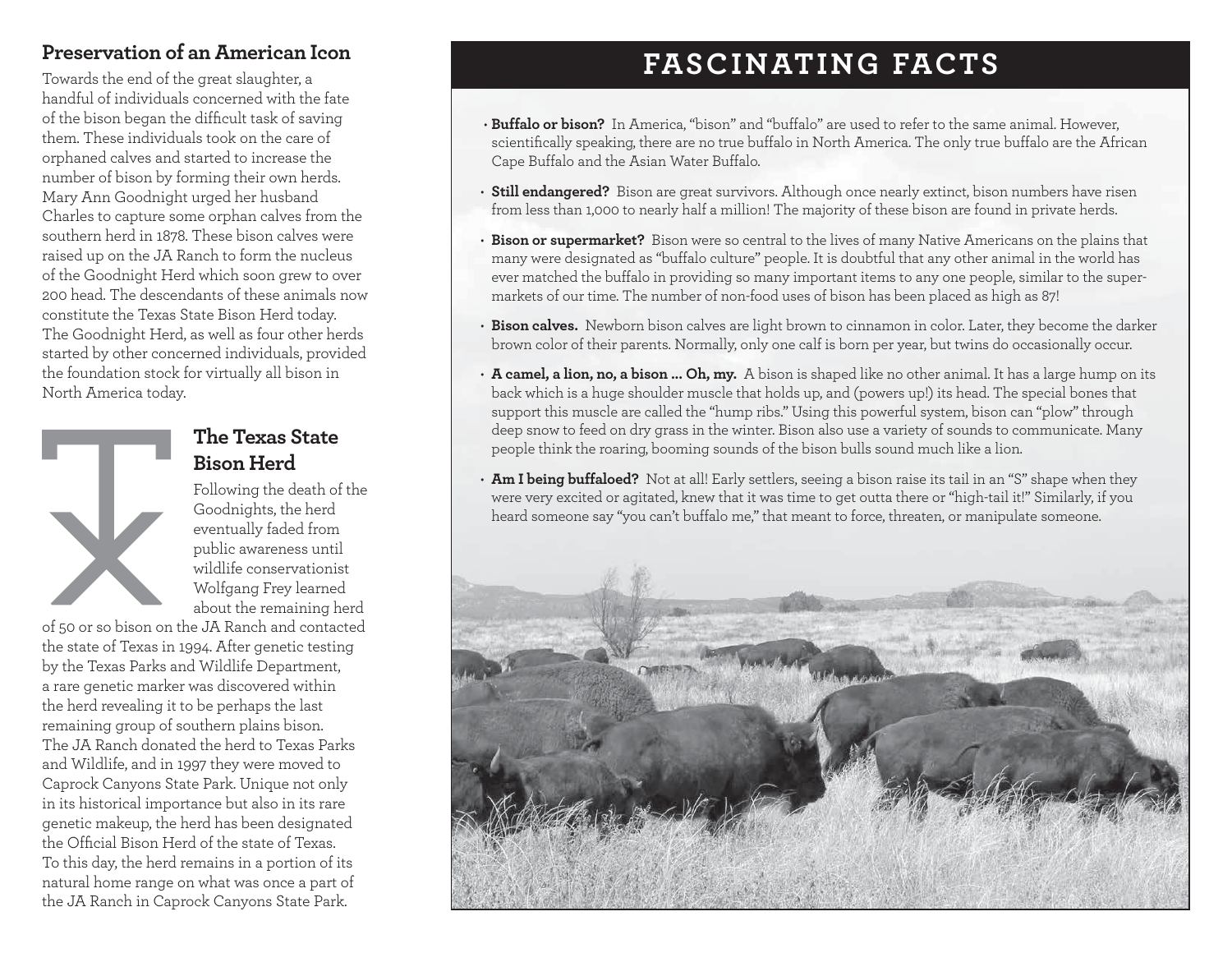## Preservation of an American Icon

Towards the end of the great slaughter, a handful of individuals concerned with the fate of the bison began the difficult task of saving them. These individuals took on the care of orphaned calves and started to increase the number of bison by forming their own herds. Mary Ann Goodnight urged her husband Charles to capture some orphan calves from the southern herd in 1878. These bison calves were raised up on the JA Ranch to form the nucleus of the Goodnight Herd which soon grew to over 200 head. The descendants of these animals now constitute the Texas State Bison Herd today. The Goodnight Herd, as well as four other herds started by other concerned individuals, provided the foundation stock for virtually all bison in North America today.

## The Texas State Bison Herd

Following the death of the Goodnights, the herd eventually faded from public awareness until wildlife conservationist Wolfgang Frey learned about the remaining herd of 50 or so bison on the JA Ranch and contacted the state of Texas in 1994. After genetic testing by the Texas Parks and Wildlife Department, a rare genetic marker was discovered within the herd revealing it to be perhaps the last remaining group of southern plains bison. The JA Ranch donated the herd to Texas Parks and Wildlife, and in 1997 they were moved to Caprock Canyons State Park. Unique not only in its historical importance but also in its rare genetic makeup, the herd has been designated the Official Bison Herd of the state of Texas. To this day, the herd remains in a portion of its natural home range on what was once a part of the JA Ranch in Caprock Canyons State Park.

# FASCINATING FACTS

- **Buffalo or bison?** In America, "bison" and "buffalo" are used to refer to the same animal. However, scientifically speaking, there are no true buffalo in North America. The only true buffalo are the African Cape Buffalo and the Asian Water Buffalo.
- **Still endangered?** Bison are great survivors. Although once nearly extinct, bison numbers have risen from less than 1,000 to nearly half a million! The majority of these bison are found in private herds.
- **Bison or supermarket?** Bison were so central to the lives of many Native Americans on the plains that many were designated as "buffalo culture" people. It is doubtful that any other animal in the world has ever matched the buffalo in providing so many important items to any one people, similar to the supermarkets of our time. The number of non-food uses of bison has been placed as high as 87!
- **Bison calves.** Newborn bison calves are light brown to cinnamon in color. Later, they become the darker brown color of their parents. Normally, only one calf is born per year, but twins do occasionally occur.
- **A camel, a lion, no, a bison … Oh, my.** A bison is shaped like no other animal. It has a large hump on its back which is a huge shoulder muscle that holds up, and (powers up!) its head. The special bones that support this muscle are called the "hump ribs." Using this powerful system, bison can "plow" through deep snow to feed on dry grass in the winter. Bison also use a variety of sounds to communicate. Many people think the roaring, booming sounds of the bison bulls sound much like a lion.
- **Am I being buffaloed?** Not at all! Early settlers, seeing a bison raise its tail in an "S" shape when they were very excited or agitated, knew that it was time to get outta there or "high-tail it!" Similarly, if you heard someone say "you can't buffalo me," that meant to force, threaten, or manipulate someone.